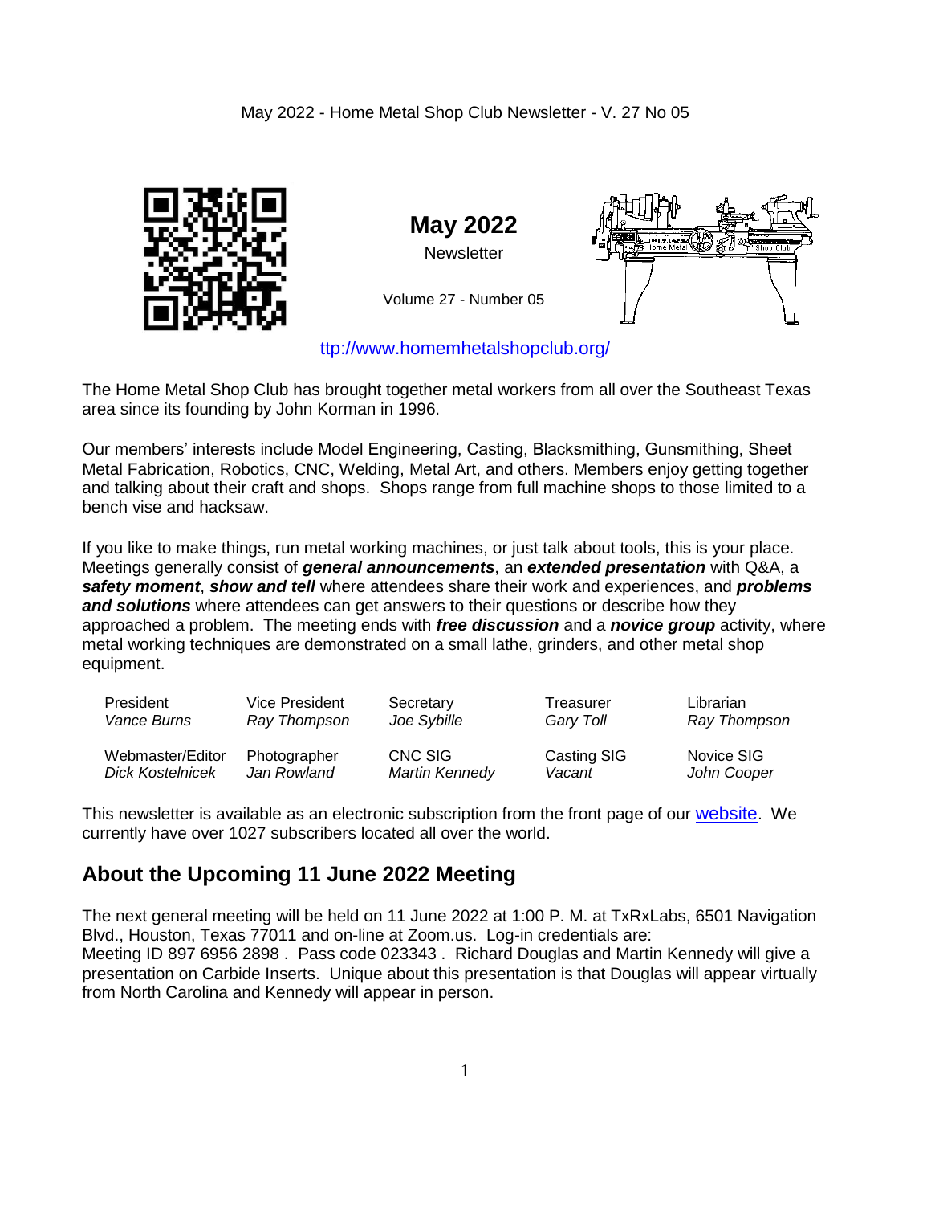May 2022 - Home Metal Shop Club Newsletter - V. 27 No 05

# May 2022

Newsletter

Volume 27 - Number 05

ttp://www.homemhetalshopclub.org/

The Home Metal Shop Club has brought together metal workers from all over the Southeast Texas area since its founding by John Korman in 1996.

Our members' interests include Model Engineering, Casting, Blacksmithing, Gunsmithing, Sheet Metal Fabrication, Robotics, CNC, Welding, Metal Art, and others. Members enjoy getting together and talking about their craft and shops. Shops range from full machine shops to those limited to a bench vise and hacksaw.

If you like to make things, run metal working machines, or just talk about tools, this is your place. Meetings generally consist of ***general announcements***, an ***extended presentation*** with Q&A, a ***safety moment***, ***show and tell*** where attendees share their work and experiences, and ***problems and solutions*** where attendees can get answers to their questions or describe how they approached a problem. The meeting ends with ***free discussion*** and a ***novice group*** activity, where metal working techniques are demonstrated on a small lathe, grinders, and other metal shop equipment.

| President | Vice President | Secretary | Treasurer | Librarian |
|---|---|---|---|---|
| *Vance Burns* | *Ray Thompson* | *Joe Sybille* | *Gary Toll* | *Ray Thompson* |
| Webmaster/Editor | Photographer | CNC SIG | Casting SIG | Novice SIG |
| *Dick Kostelnicek* | *Jan Rowland* | *Martin Kennedy* | *Vacant* | *John Cooper* |

This newsletter is available as an electronic subscription from the front page of our website. We currently have over 1027 subscribers located all over the world.

## About the Upcoming 11 June 2022 Meeting

The next general meeting will be held on 11 June 2022 at 1:00 P. M. at TxRxLabs, 6501 Navigation Blvd., Houston, Texas 77011 and on-line at Zoom.us. Log-in credentials are:
Meeting ID 897 6956 2898 . Pass code 023343 . Richard Douglas and Martin Kennedy will give a presentation on Carbide Inserts. Unique about this presentation is that Douglas will appear virtually from North Carolina and Kennedy will appear in person.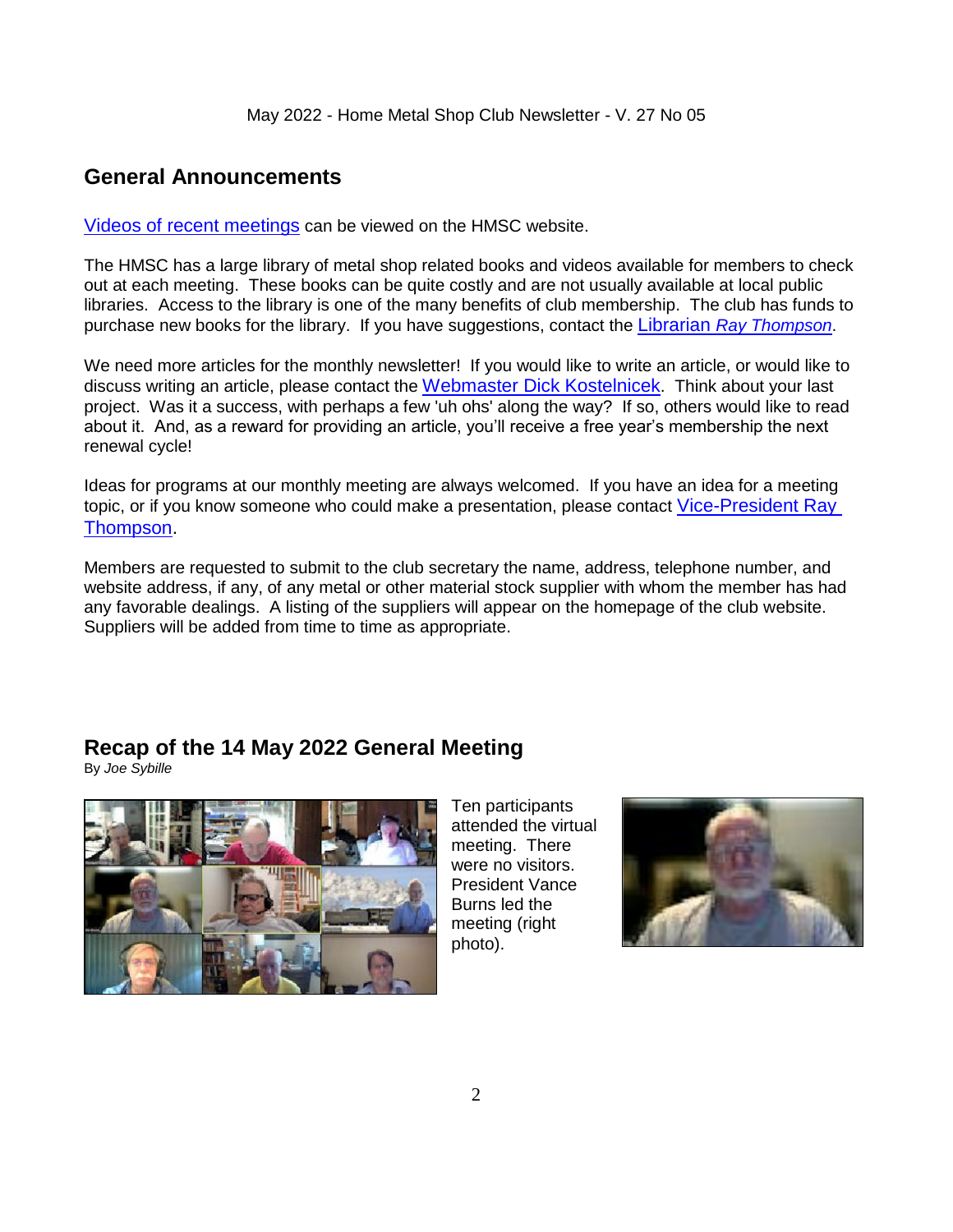## General Announcements

Videos of recent meetings can be viewed on the HMSC website.

The HMSC has a large library of metal shop related books and videos available for members to check out at each meeting. These books can be quite costly and are not usually available at local public libraries. Access to the library is one of the many benefits of club membership. The club has funds to purchase new books for the library. If you have suggestions, contact the Librarian *Ray Thompson*.

We need more articles for the monthly newsletter! If you would like to write an article, or would like to discuss writing an article, please contact the Webmaster Dick Kostelnicek. Think about your last project. Was it a success, with perhaps a few 'uh ohs' along the way? If so, others would like to read about it. And, as a reward for providing an article, you'll receive a free year's membership the next renewal cycle!

Ideas for programs at our monthly meeting are always welcomed. If you have an idea for a meeting topic, or if you know someone who could make a presentation, please contact Vice-President Ray Thompson.

Members are requested to submit to the club secretary the name, address, telephone number, and website address, if any, of any metal or other material stock supplier with whom the member has had any favorable dealings. A listing of the suppliers will appear on the homepage of the club website. Suppliers will be added from time to time as appropriate.

## Recap of the 14 May 2022 General Meeting

By *Joe Sybille*

Ten participants attended the virtual meeting. There were no visitors. President Vance Burns led the meeting (right photo).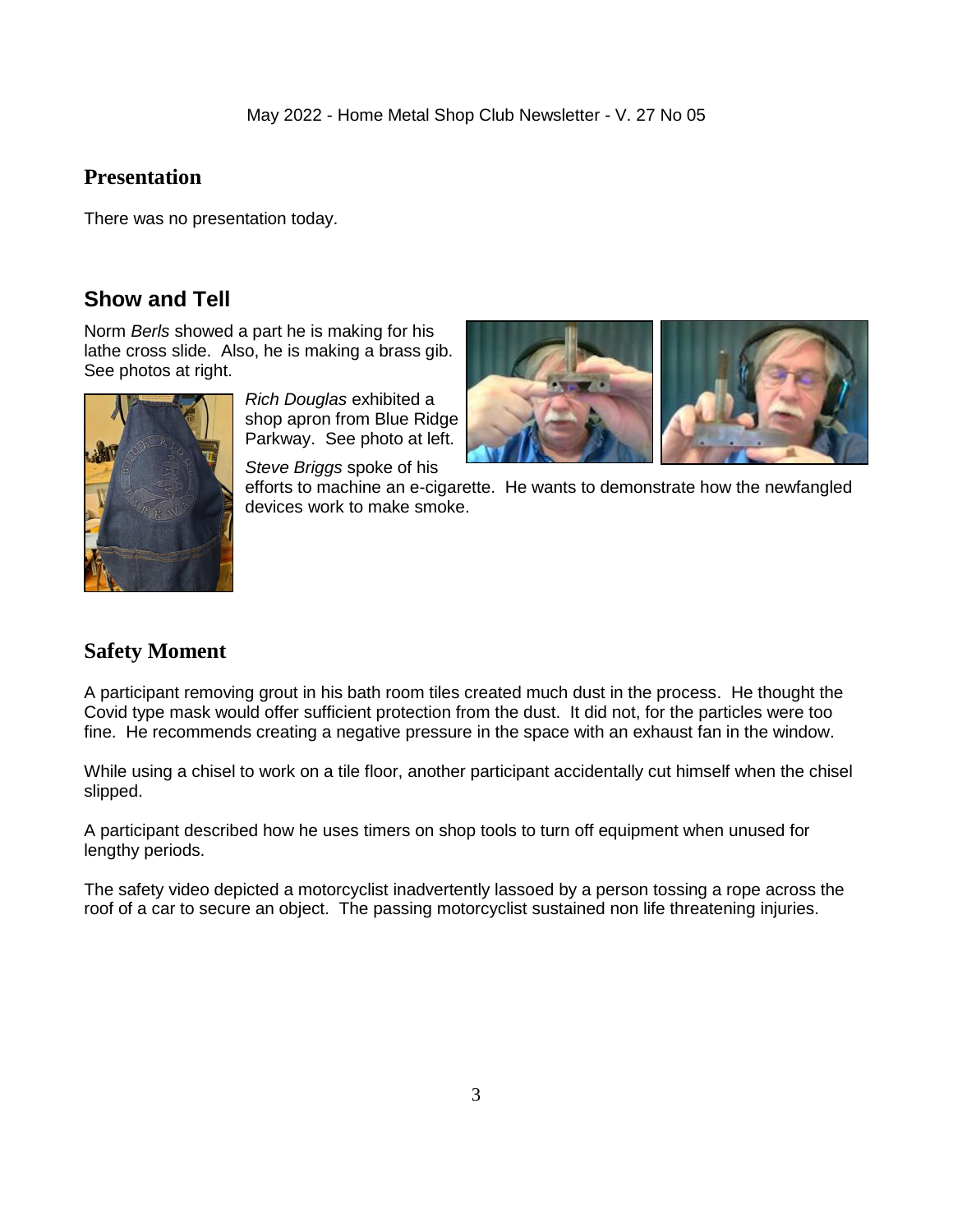## Presentation

There was no presentation today.

## Show and Tell

Norm *Berls* showed a part he is making for his lathe cross slide. Also, he is making a brass gib. See photos at right.

*Rich Douglas* exhibited a shop apron from Blue Ridge Parkway. See photo at left.

*Steve Briggs* spoke of his efforts to machine an e-cigarette. He wants to demonstrate how the newfangled devices work to make smoke.

## Safety Moment

A participant removing grout in his bath room tiles created much dust in the process. He thought the Covid type mask would offer sufficient protection from the dust. It did not, for the particles were too fine. He recommends creating a negative pressure in the space with an exhaust fan in the window.

While using a chisel to work on a tile floor, another participant accidentally cut himself when the chisel slipped.

A participant described how he uses timers on shop tools to turn off equipment when unused for lengthy periods.

The safety video depicted a motorcyclist inadvertently lassoed by a person tossing a rope across the roof of a car to secure an object. The passing motorcyclist sustained non life threatening injuries.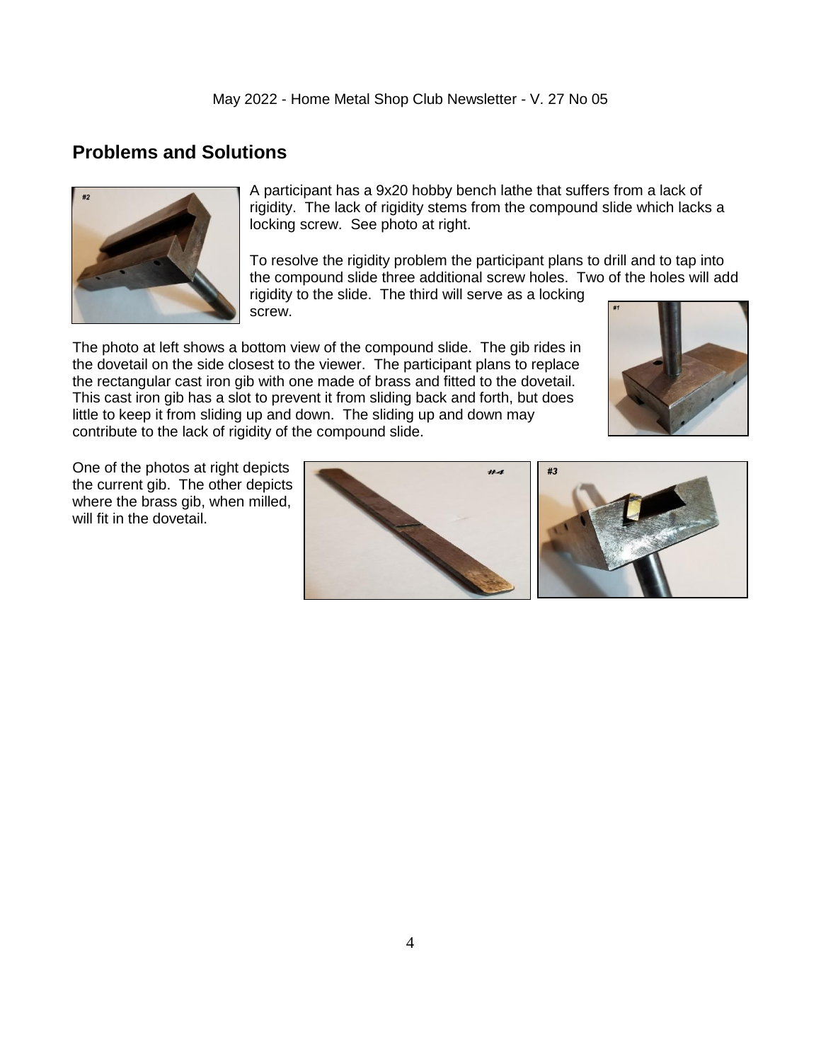## Problems and Solutions

A participant has a 9x20 hobby bench lathe that suffers from a lack of rigidity. The lack of rigidity stems from the compound slide which lacks a locking screw. See photo at right.

To resolve the rigidity problem the participant plans to drill and to tap into the compound slide three additional screw holes. Two of the holes will add rigidity to the slide. The third will serve as a locking screw.

The photo at left shows a bottom view of the compound slide. The gib rides in the dovetail on the side closest to the viewer. The participant plans to replace the rectangular cast iron gib with one made of brass and fitted to the dovetail. This cast iron gib has a slot to prevent it from sliding back and forth, but does little to keep it from sliding up and down. The sliding up and down may contribute to the lack of rigidity of the compound slide.

One of the photos at right depicts the current gib. The other depicts where the brass gib, when milled, will fit in the dovetail.